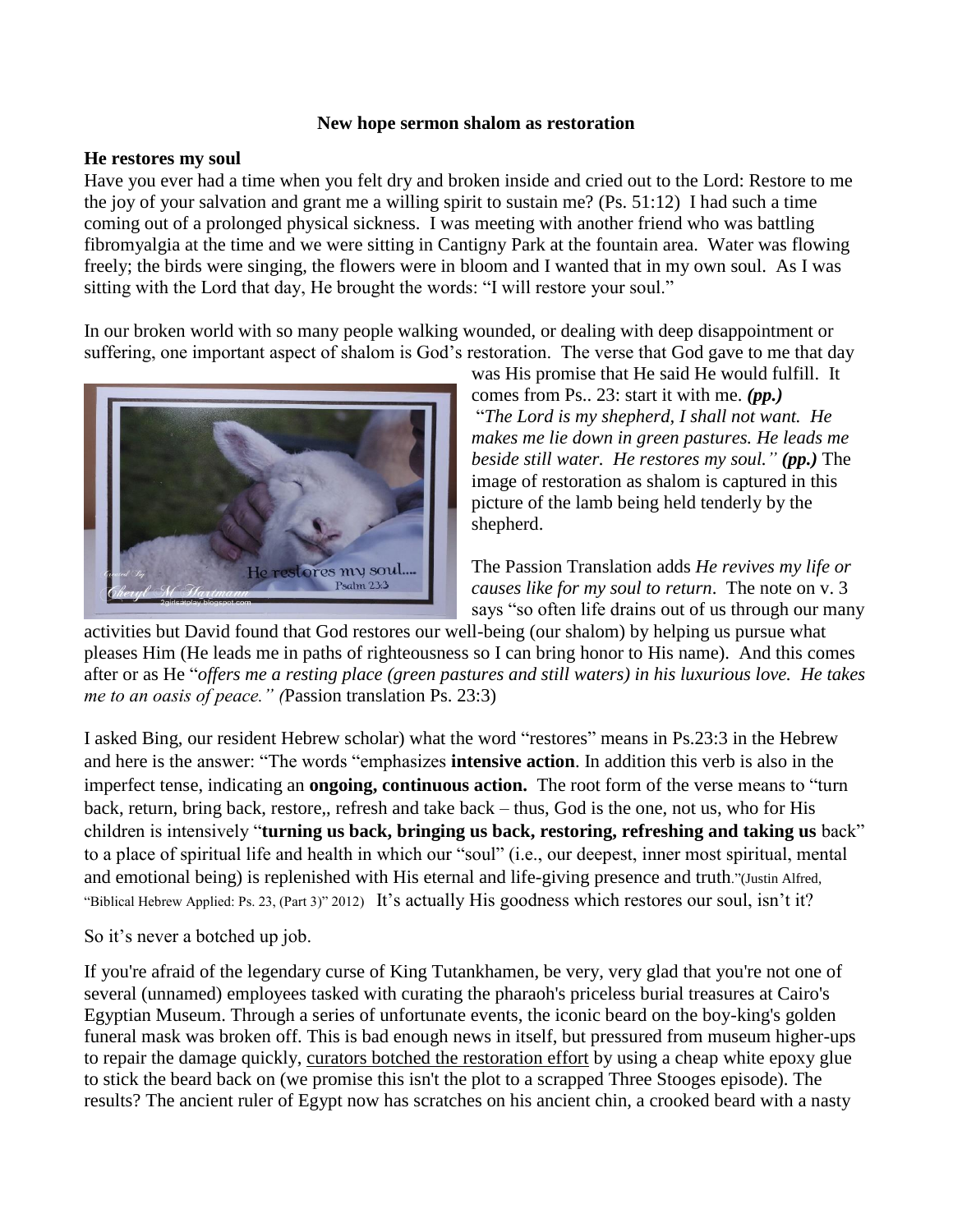**New hope sermon shalom as restoration**

**He restores my soul**

Have you ever had a time when you felt dry and broken inside and cried out to the Lord: Restore to me the joy of your salvation and grant me a willing spirit to sustain me? (Ps. 51:12) I had such a time coming out of a prolonged physical sickness. I was meeting with another friend who was battling fibromyalgia at the time and we were sitting in Cantigny Park at the fountain area. Water was flowing freely; the birds were singing, the flowers were in bloom and I wanted that in my own soul. As I was sitting with the Lord that day, He brought the words: "I will restore your soul."

In our broken world with so many people walking wounded, or dealing with deep disappointment or suffering, one important aspect of shalom is God's restoration. The verse that God gave to me that day was His promise that He said He would fulfill. It comes from Ps.. 23: start it with me. ***(pp.)*** "*The Lord is my shepherd, I shall not want. He makes me lie down in green pastures. He leads me beside still water. He restores my soul."* ***(pp.)*** The image of restoration as shalom is captured in this picture of the lamb being held tenderly by the shepherd.

The Passion Translation adds *He revives my life or causes like for my soul to return*. The note on v. 3 says "so often life drains out of us through our many activities but David found that God restores our well-being (our shalom) by helping us pursue what pleases Him (He leads me in paths of righteousness so I can bring honor to His name). And this comes after or as He "*offers me a resting place (green pastures and still waters) in his luxurious love. He takes me to an oasis of peace." (*Passion translation Ps. 23:3)

I asked Bing, our resident Hebrew scholar) what the word "restores" means in Ps.23:3 in the Hebrew and here is the answer: "The words "emphasizes **intensive action**. In addition this verb is also in the imperfect tense, indicating an **ongoing, continuous action.** The root form of the verse means to "turn back, return, bring back, restore,, refresh and take back – thus, God is the one, not us, who for His children is intensively "**turning us back, bringing us back, restoring, refreshing and taking us** back" to a place of spiritual life and health in which our "soul" (i.e., our deepest, inner most spiritual, mental and emotional being) is replenished with His eternal and life-giving presence and truth."(Justin Alfred, "Biblical Hebrew Applied: Ps. 23, (Part 3)" 2012) It's actually His goodness which restores our soul, isn't it?

So it's never a botched up job.

If you're afraid of the legendary curse of King Tutankhamen, be very, very glad that you're not one of several (unnamed) employees tasked with curating the pharaoh's priceless burial treasures at Cairo's Egyptian Museum. Through a series of unfortunate events, the iconic beard on the boy-king's golden funeral mask was broken off. This is bad enough news in itself, but pressured from museum higher-ups to repair the damage quickly, curators botched the restoration effort by using a cheap white epoxy glue to stick the beard back on (we promise this isn't the plot to a scrapped Three Stooges episode). The results? The ancient ruler of Egypt now has scratches on his ancient chin, a crooked beard with a nasty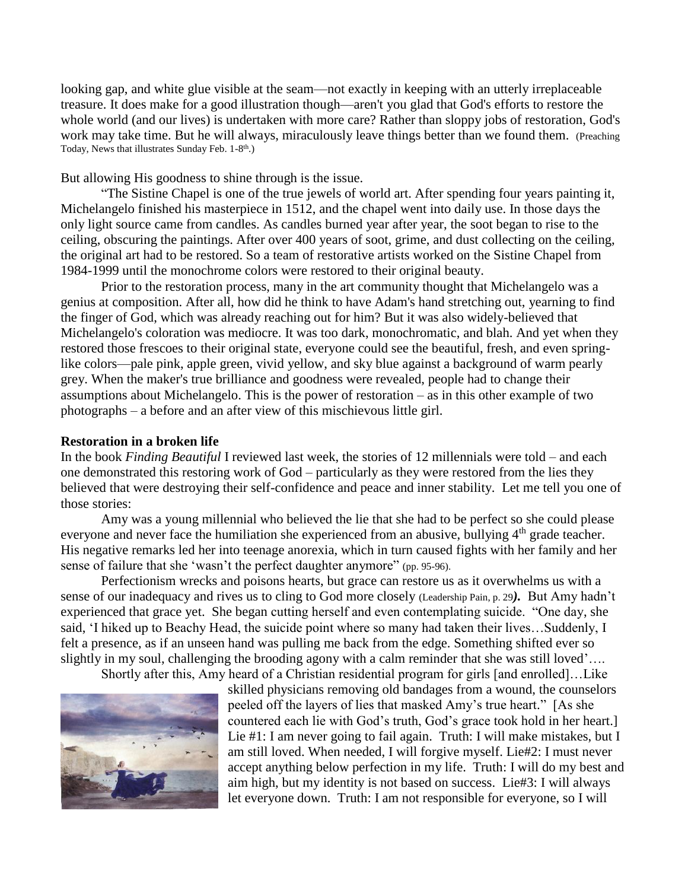looking gap, and white glue visible at the seam—not exactly in keeping with an utterly irreplaceable treasure. It does make for a good illustration though—aren't you glad that God's efforts to restore the whole world (and our lives) is undertaken with more care? Rather than sloppy jobs of restoration, God's work may take time. But he will always, miraculously leave things better than we found them. (Preaching Today, News that illustrates Sunday Feb. 1-8th.)

But allowing His goodness to shine through is the issue.

"The Sistine Chapel is one of the true jewels of world art. After spending four years painting it, Michelangelo finished his masterpiece in 1512, and the chapel went into daily use. In those days the only light source came from candles. As candles burned year after year, the soot began to rise to the ceiling, obscuring the paintings. After over 400 years of soot, grime, and dust collecting on the ceiling, the original art had to be restored. So a team of restorative artists worked on the Sistine Chapel from 1984-1999 until the monochrome colors were restored to their original beauty.

Prior to the restoration process, many in the art community thought that Michelangelo was a genius at composition. After all, how did he think to have Adam's hand stretching out, yearning to find the finger of God, which was already reaching out for him? But it was also widely-believed that Michelangelo's coloration was mediocre. It was too dark, monochromatic, and blah. And yet when they restored those frescoes to their original state, everyone could see the beautiful, fresh, and even spring-like colors—pale pink, apple green, vivid yellow, and sky blue against a background of warm pearly grey. When the maker's true brilliance and goodness were revealed, people had to change their assumptions about Michelangelo. This is the power of restoration – as in this other example of two photographs – a before and an after view of this mischievous little girl.

**Restoration in a broken life**

In the book *Finding Beautiful* I reviewed last week, the stories of 12 millennials were told – and each one demonstrated this restoring work of God – particularly as they were restored from the lies they believed that were destroying their self-confidence and peace and inner stability. Let me tell you one of those stories:

Amy was a young millennial who believed the lie that she had to be perfect so she could please everyone and never face the humiliation she experienced from an abusive, bullying 4th grade teacher. His negative remarks led her into teenage anorexia, which in turn caused fights with her family and her sense of failure that she 'wasn't the perfect daughter anymore" (pp. 95-96).

Perfectionism wrecks and poisons hearts, but grace can restore us as it overwhelms us with a sense of our inadequacy and rives us to cling to God more closely (Leadership Pain, p. 29***)***. But Amy hadn't experienced that grace yet. She began cutting herself and even contemplating suicide. "One day, she said, 'I hiked up to Beachy Head, the suicide point where so many had taken their lives…Suddenly, I felt a presence, as if an unseen hand was pulling me back from the edge. Something shifted ever so slightly in my soul, challenging the brooding agony with a calm reminder that she was still loved'….

Shortly after this, Amy heard of a Christian residential program for girls [and enrolled]…Like skilled physicians removing old bandages from a wound, the counselors peeled off the layers of lies that masked Amy's true heart." [As she countered each lie with God's truth, God's grace took hold in her heart.] Lie #1: I am never going to fail again. Truth: I will make mistakes, but I am still loved. When needed, I will forgive myself. Lie#2: I must never accept anything below perfection in my life. Truth: I will do my best and aim high, but my identity is not based on success. Lie#3: I will always let everyone down. Truth: I am not responsible for everyone, so I will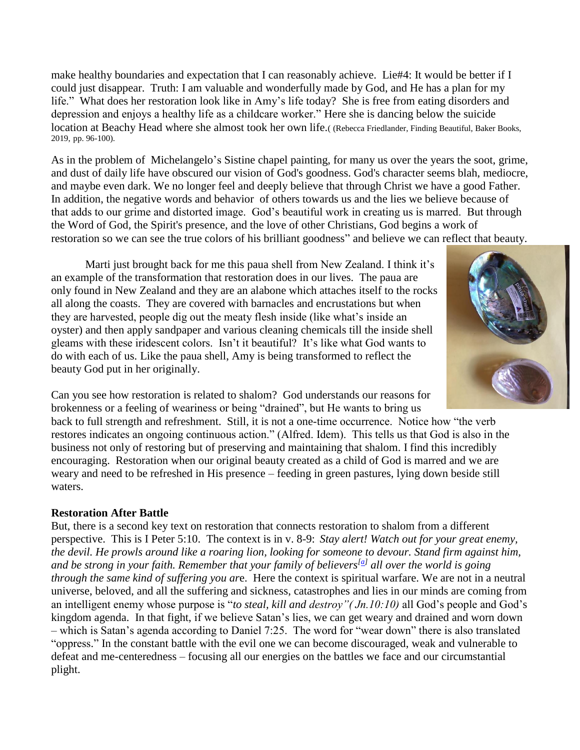make healthy boundaries and expectation that I can reasonably achieve. Lie#4: It would be better if I could just disappear. Truth: I am valuable and wonderfully made by God, and He has a plan for my life." What does her restoration look like in Amy's life today? She is free from eating disorders and depression and enjoys a healthy life as a childcare worker." Here she is dancing below the suicide location at Beachy Head where she almost took her own life.( (Rebecca Friedlander, Finding Beautiful, Baker Books, 2019, pp. 96-100).

As in the problem of Michelangelo's Sistine chapel painting, for many us over the years the soot, grime, and dust of daily life have obscured our vision of God's goodness. God's character seems blah, mediocre, and maybe even dark. We no longer feel and deeply believe that through Christ we have a good Father. In addition, the negative words and behavior of others towards us and the lies we believe because of that adds to our grime and distorted image. God's beautiful work in creating us is marred. But through the Word of God, the Spirit's presence, and the love of other Christians, God begins a work of restoration so we can see the true colors of his brilliant goodness" and believe we can reflect that beauty.

Marti just brought back for me this paua shell from New Zealand. I think it's an example of the transformation that restoration does in our lives. The paua are only found in New Zealand and they are an alabone which attaches itself to the rocks all along the coasts. They are covered with barnacles and encrustations but when they are harvested, people dig out the meaty flesh inside (like what's inside an oyster) and then apply sandpaper and various cleaning chemicals till the inside shell gleams with these iridescent colors. Isn't it beautiful? It's like what God wants to do with each of us. Like the paua shell, Amy is being transformed to reflect the beauty God put in her originally.

Can you see how restoration is related to shalom? God understands our reasons for brokenness or a feeling of weariness or being "drained", but He wants to bring us back to full strength and refreshment. Still, it is not a one-time occurrence. Notice how "the verb restores indicates an ongoing continuous action." (Alfred. Idem). This tells us that God is also in the business not only of restoring but of preserving and maintaining that shalom. I find this incredibly encouraging. Restoration when our original beauty created as a child of God is marred and we are weary and need to be refreshed in His presence – feeding in green pastures, lying down beside still waters.

**Restoration After Battle**

But, there is a second key text on restoration that connects restoration to shalom from a different perspective. This is I Peter 5:10. The context is in v. 8-9: *Stay alert! Watch out for your great enemy, the devil. He prowls around like a roaring lion, looking for someone to devour. Stand firm against him, and be strong in your faith. Remember that your family of believers*[a] *all over the world is going through the same kind of suffering you ar*e. Here the context is spiritual warfare. We are not in a neutral universe, beloved, and all the suffering and sickness, catastrophes and lies in our minds are coming from an intelligent enemy whose purpose is "*to steal, kill and destroy"( Jn.10:10)* all God's people and God's kingdom agenda. In that fight, if we believe Satan's lies, we can get weary and drained and worn down – which is Satan's agenda according to Daniel 7:25. The word for "wear down" there is also translated "oppress." In the constant battle with the evil one we can become discouraged, weak and vulnerable to defeat and me-centeredness – focusing all our energies on the battles we face and our circumstantial plight.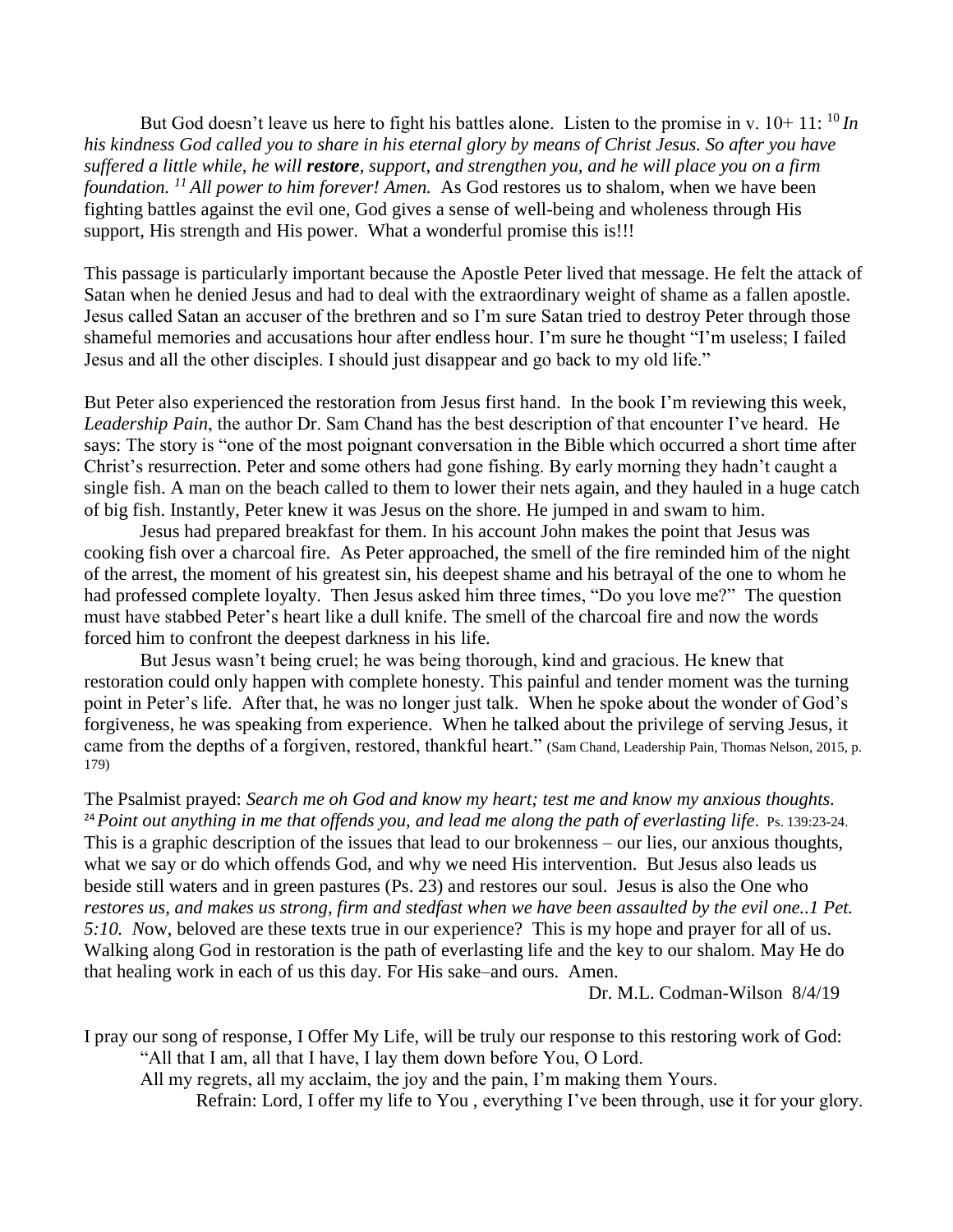But God doesn't leave us here to fight his battles alone. Listen to the promise in v. 10+ 11: [10] *In his kindness God called you to share in his eternal glory by means of Christ Jesus. So after you have suffered a little while, he will* ***restore****, support, and strengthen you, and he will place you on a firm foundation.* [11] *All power to him forever! Amen.* As God restores us to shalom, when we have been fighting battles against the evil one, God gives a sense of well-being and wholeness through His support, His strength and His power. What a wonderful promise this is!!!

This passage is particularly important because the Apostle Peter lived that message. He felt the attack of Satan when he denied Jesus and had to deal with the extraordinary weight of shame as a fallen apostle. Jesus called Satan an accuser of the brethren and so I'm sure Satan tried to destroy Peter through those shameful memories and accusations hour after endless hour. I'm sure he thought "I'm useless; I failed Jesus and all the other disciples. I should just disappear and go back to my old life."

But Peter also experienced the restoration from Jesus first hand. In the book I'm reviewing this week, *Leadership Pain*, the author Dr. Sam Chand has the best description of that encounter I've heard. He says: The story is "one of the most poignant conversation in the Bible which occurred a short time after Christ's resurrection. Peter and some others had gone fishing. By early morning they hadn't caught a single fish. A man on the beach called to them to lower their nets again, and they hauled in a huge catch of big fish. Instantly, Peter knew it was Jesus on the shore. He jumped in and swam to him.

Jesus had prepared breakfast for them. In his account John makes the point that Jesus was cooking fish over a charcoal fire. As Peter approached, the smell of the fire reminded him of the night of the arrest, the moment of his greatest sin, his deepest shame and his betrayal of the one to whom he had professed complete loyalty. Then Jesus asked him three times, "Do you love me?" The question must have stabbed Peter's heart like a dull knife. The smell of the charcoal fire and now the words forced him to confront the deepest darkness in his life.

But Jesus wasn't being cruel; he was being thorough, kind and gracious. He knew that restoration could only happen with complete honesty. This painful and tender moment was the turning point in Peter's life. After that, he was no longer just talk. When he spoke about the wonder of God's forgiveness, he was speaking from experience. When he talked about the privilege of serving Jesus, it came from the depths of a forgiven, restored, thankful heart." (Sam Chand, Leadership Pain, Thomas Nelson, 2015, p. 179)

The Psalmist prayed: *Search me oh God and know my heart; test me and know my anxious thoughts.* [24] *Point out anything in me that offends you, and lead me along the path of everlasting life*. Ps. 139:23-24. This is a graphic description of the issues that lead to our brokenness – our lies, our anxious thoughts, what we say or do which offends God, and why we need His intervention. But Jesus also leads us beside still waters and in green pastures (Ps. 23) and restores our soul. Jesus is also the One who *restores us, and makes us strong, firm and stedfast when we have been assaulted by the evil one..1 Pet. 5:10. N*ow, beloved are these texts true in our experience? This is my hope and prayer for all of us. Walking along God in restoration is the path of everlasting life and the key to our shalom. May He do that healing work in each of us this day. For His sake–and ours. Amen.

Dr. M.L. Codman-Wilson 8/4/19

I pray our song of response, I Offer My Life, will be truly our response to this restoring work of God:

"All that I am, all that I have, I lay them down before You, O Lord.

All my regrets, all my acclaim, the joy and the pain, I'm making them Yours.

Refrain: Lord, I offer my life to You , everything I've been through, use it for your glory.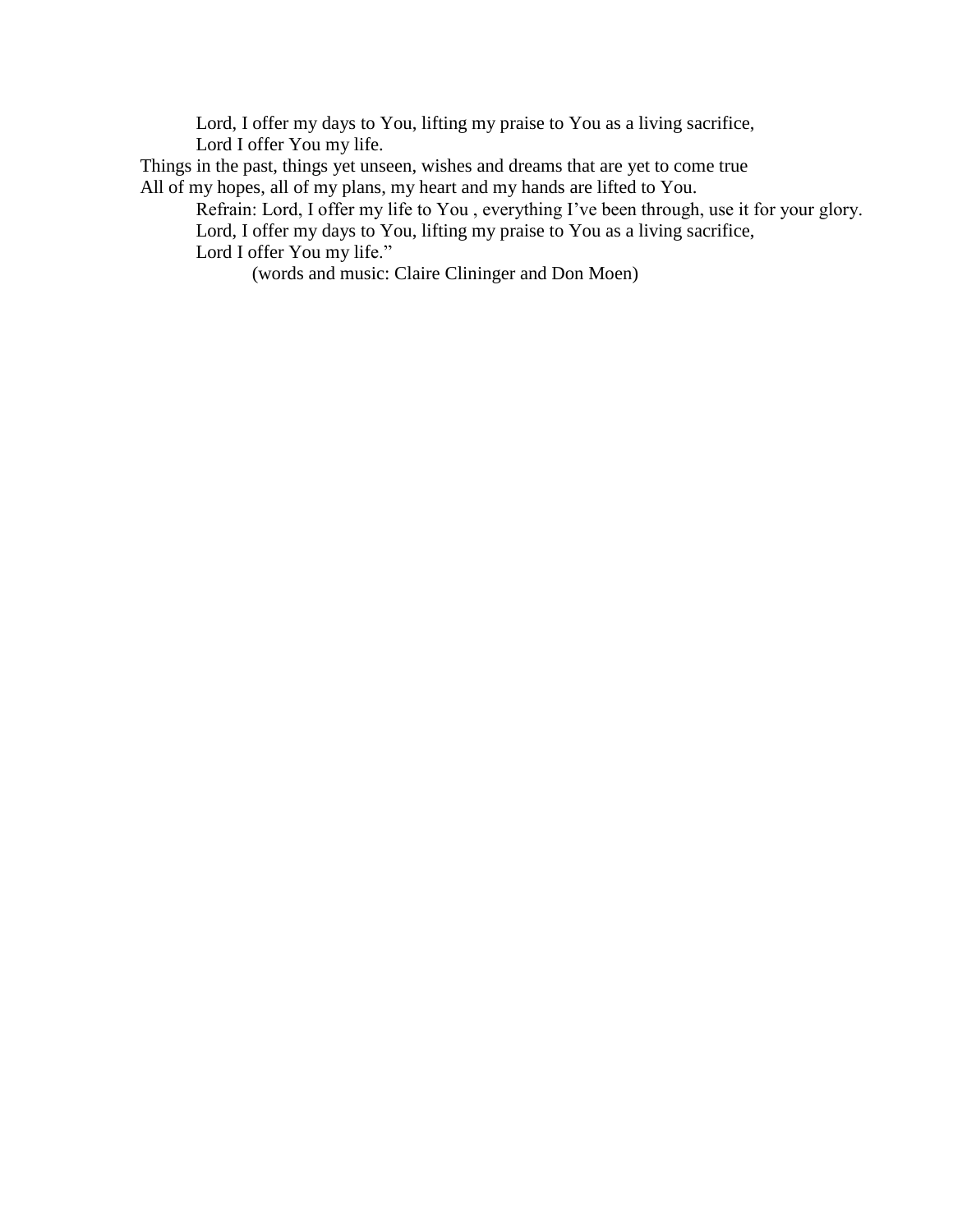Lord, I offer my days to You, lifting my praise to You as a living sacrifice,
Lord I offer You my life.

Things in the past, things yet unseen, wishes and dreams that are yet to come true
All of my hopes, all of my plans, my heart and my hands are lifted to You.

Refrain: Lord, I offer my life to You , everything I've been through, use it for your glory.
Lord, I offer my days to You, lifting my praise to You as a living sacrifice,
Lord I offer You my life."

(words and music: Claire Cloninger and Don Moen)